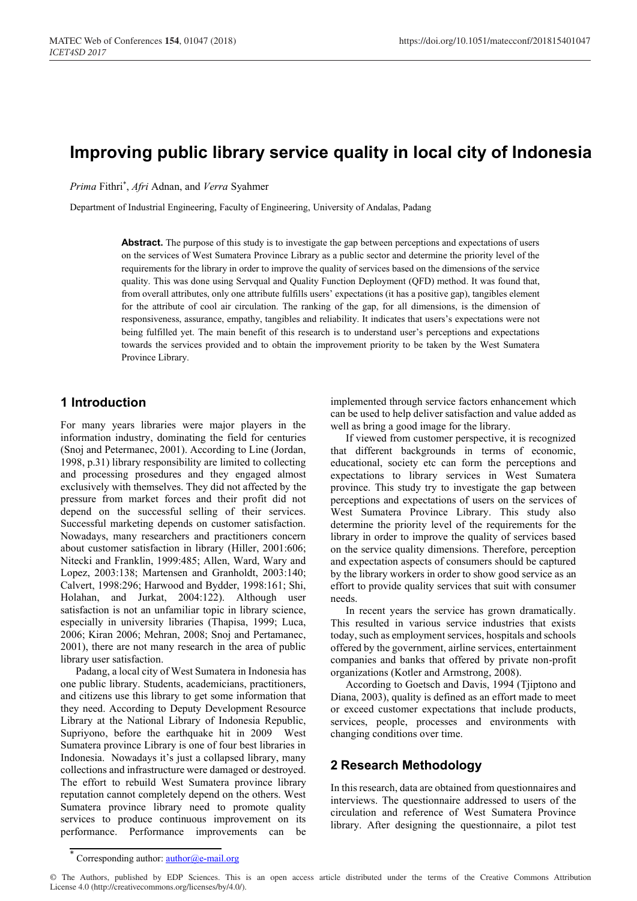# Improving public library service quality in local city of Indonesia

*Prima* Fithri[*], *Afri* Adnan, and *Verra* Syahmer

Department of Industrial Engineering, Faculty of Engineering, University of Andalas, Padang

**Abstract.** The purpose of this study is to investigate the gap between perceptions and expectations of users on the services of West Sumatera Province Library as a public sector and determine the priority level of the requirements for the library in order to improve the quality of services based on the dimensions of the service quality. This was done using Servqual and Quality Function Deployment (QFD) method. It was found that, from overall attributes, only one attribute fulfills users' expectations (it has a positive gap), tangibles element for the attribute of cool air circulation. The ranking of the gap, for all dimensions, is the dimension of responsiveness, assurance, empathy, tangibles and reliability. It indicates that users's expectations were not being fulfilled yet. The main benefit of this research is to understand user's perceptions and expectations towards the services provided and to obtain the improvement priority to be taken by the West Sumatera Province Library.

## 1 Introduction

For many years libraries were major players in the information industry, dominating the field for centuries (Snoj and Petermanec, 2001). According to Line (Jordan, 1998, p.31) library responsibility are limited to collecting and processing prosedures and they engaged almost exclusively with themselves. They did not affected by the pressure from market forces and their profit did not depend on the successful selling of their services. Successful marketing depends on customer satisfaction. Nowadays, many researchers and practitioners concern about customer satisfaction in library (Hiller, 2001:606; Nitecki and Franklin, 1999:485; Allen, Ward, Wary and Lopez, 2003:138; Martensen and Granholdt, 2003:140; Calvert, 1998:296; Harwood and Bydder, 1998:161; Shi, Holahan, and Jurkat, 2004:122). Although user satisfaction is not an unfamiliar topic in library science, especially in university libraries (Thapisa, 1999; Luca, 2006; Kiran 2006; Mehran, 2008; Snoj and Pertamanec, 2001), there are not many research in the area of public library user satisfaction.

Padang, a local city of West Sumatera in Indonesia has one public library. Students, academicians, practitioners, and citizens use this library to get some information that they need. According to Deputy Development Resource Library at the National Library of Indonesia Republic, Supriyono, before the earthquake hit in 2009 West Sumatera province Library is one of four best libraries in Indonesia. Nowadays it's just a collapsed library, many collections and infrastructure were damaged or destroyed. The effort to rebuild West Sumatera province library reputation cannot completely depend on the others. West Sumatera province library need to promote quality services to produce continuous improvement on its performance. Performance improvements can be implemented through service factors enhancement which can be used to help deliver satisfaction and value added as well as bring a good image for the library.

If viewed from customer perspective, it is recognized that different backgrounds in terms of economic, educational, society etc can form the perceptions and expectations to library services in West Sumatera province. This study try to investigate the gap between perceptions and expectations of users on the services of West Sumatera Province Library. This study also determine the priority level of the requirements for the library in order to improve the quality of services based on the service quality dimensions. Therefore, perception and expectation aspects of consumers should be captured by the library workers in order to show good service as an effort to provide quality services that suit with consumer needs.

In recent years the service has grown dramatically. This resulted in various service industries that exists today, such as employment services, hospitals and schools offered by the government, airline services, entertainment companies and banks that offered by private non-profit organizations (Kotler and Armstrong, 2008).

According to Goetsch and Davis, 1994 (Tjiptono and Diana, 2003), quality is defined as an effort made to meet or exceed customer expectations that include products, services, people, processes and environments with changing conditions over time.

## 2 Research Methodology

In this research, data are obtained from questionnaires and interviews. The questionnaire addressed to users of the circulation and reference of West Sumatera Province library. After designing the questionnaire, a pilot test

[*] Corresponding author: author@e-mail.org

© The Authors, published by EDP Sciences. This is an open access article distributed under the terms of the Creative Commons Attribution License 4.0 (http://creativecommons.org/licenses/by/4.0/).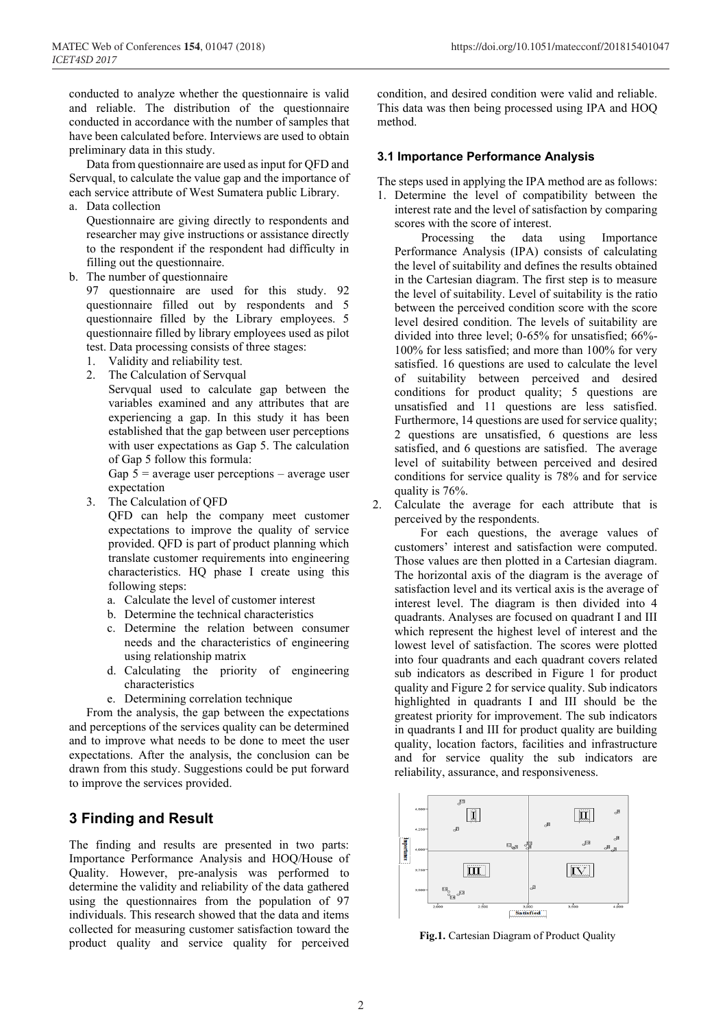conducted to analyze whether the questionnaire is valid and reliable. The distribution of the questionnaire conducted in accordance with the number of samples that have been calculated before. Interviews are used to obtain preliminary data in this study.

Data from questionnaire are used as input for QFD and Servqual, to calculate the value gap and the importance of each service attribute of West Sumatera public Library.

a. Data collection

   Questionnaire are giving directly to respondents and researcher may give instructions or assistance directly to the respondent if the respondent had difficulty in filling out the questionnaire.

b. The number of questionnaire

   97 questionnaire are used for this study. 92 questionnaire filled out by respondents and 5 questionnaire filled by the Library employees. 5 questionnaire filled by library employees used as pilot test. Data processing consists of three stages:

   1. Validity and reliability test.
   2. The Calculation of Servqual

      Servqual used to calculate gap between the variables examined and any attributes that are experiencing a gap. In this study it has been established that the gap between user perceptions with user expectations as Gap 5. The calculation of Gap 5 follow this formula:

      Gap 5 = average user perceptions – average user expectation

   3. The Calculation of QFD

      QFD can help the company meet customer expectations to improve the quality of service provided. QFD is part of product planning which translate customer requirements into engineering characteristics. HQ phase I create using this following steps:

      a. Calculate the level of customer interest
      b. Determine the technical characteristics
      c. Determine the relation between consumer needs and the characteristics of engineering using relationship matrix
      d. Calculating the priority of engineering characteristics
      e. Determining correlation technique

From the analysis, the gap between the expectations and perceptions of the services quality can be determined and to improve what needs to be done to meet the user expectations. After the analysis, the conclusion can be drawn from this study. Suggestions could be put forward to improve the services provided.

## 3 Finding and Result

The finding and results are presented in two parts: Importance Performance Analysis and HOQ/House of Quality. However, pre-analysis was performed to determine the validity and reliability of the data gathered using the questionnaires from the population of 97 individuals. This research showed that the data and items collected for measuring customer satisfaction toward the product quality and service quality for perceived condition, and desired condition were valid and reliable. This data was then being processed using IPA and HOQ method.

### 3.1 Importance Performance Analysis

The steps used in applying the IPA method are as follows:

1. Determine the level of compatibility between the interest rate and the level of satisfaction by comparing scores with the score of interest.

   Processing the data using Importance Performance Analysis (IPA) consists of calculating the level of suitability and defines the results obtained in the Cartesian diagram. The first step is to measure the level of suitability. Level of suitability is the ratio between the perceived condition score with the score level desired condition. The levels of suitability are divided into three level; 0-65% for unsatisfied; 66%-100% for less satisfied; and more than 100% for very satisfied. 16 questions are used to calculate the level of suitability between perceived and desired conditions for product quality; 5 questions are unsatisfied and 11 questions are less satisfied. Furthermore, 14 questions are used for service quality; 2 questions are unsatisfied, 6 questions are less satisfied, and 6 questions are satisfied. The average level of suitability between perceived and desired conditions for service quality is 78% and for service quality is 76%.

2. Calculate the average for each attribute that is perceived by the respondents.

   For each questions, the average values of customers' interest and satisfaction were computed. Those values are then plotted in a Cartesian diagram. The horizontal axis of the diagram is the average of satisfaction level and its vertical axis is the average of interest level. The diagram is then divided into 4 quadrants. Analyses are focused on quadrant I and III which represent the highest level of interest and the lowest level of satisfaction. The scores were plotted into four quadrants and each quadrant covers related sub indicators as described in Figure 1 for product quality and Figure 2 for service quality. Sub indicators highlighted in quadrants I and III should be the greatest priority for improvement. The sub indicators in quadrants I and III for product quality are building quality, location factors, facilities and infrastructure and for service quality the sub indicators are reliability, assurance, and responsiveness.

**Fig.1.** Cartesian Diagram of Product Quality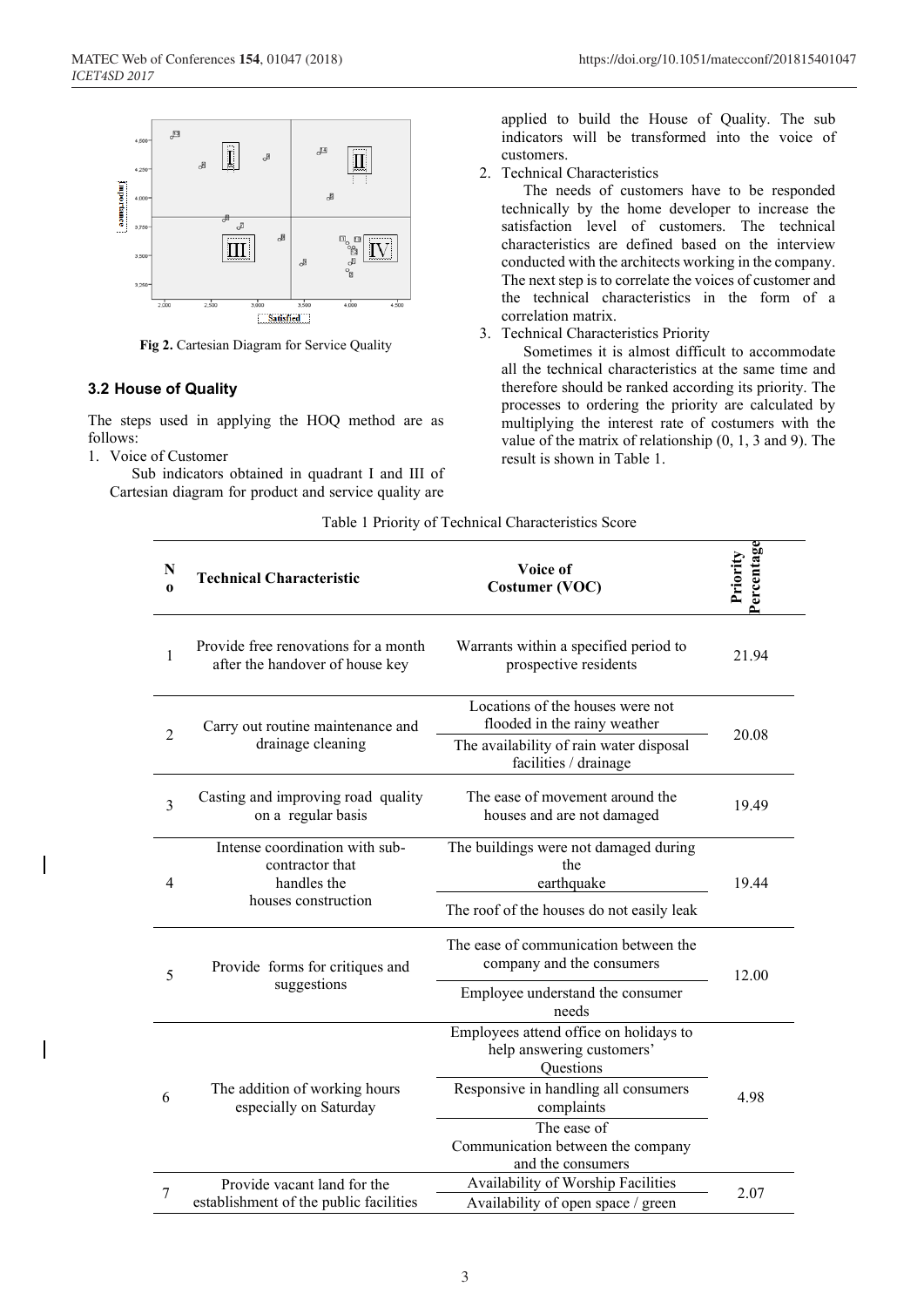Fig 2. Cartesian Diagram for Service Quality

### 3.2 House of Quality

The steps used in applying the HOQ method are as follows:

1. Voice of Customer

   Sub indicators obtained in quadrant I and III of Cartesian diagram for product and service quality are applied to build the House of Quality. The sub indicators will be transformed into the voice of customers.

2. Technical Characteristics

   The needs of customers have to be responded technically by the home developer to increase the satisfaction level of customers. The technical characteristics are defined based on the interview conducted with the architects working in the company. The next step is to correlate the voices of customer and the technical characteristics in the form of a correlation matrix.

3. Technical Characteristics Priority

   Sometimes it is almost difficult to accommodate all the technical characteristics at the same time and therefore should be ranked according its priority. The processes to ordering the priority are calculated by multiplying the interest rate of costumers with the value of the matrix of relationship (0, 1, 3 and 9). The result is shown in Table 1.

Table 1 Priority of Technical Characteristics Score

| No | Technical Characteristic | Voice of Costumer (VOC) | Priority Percentage |
|---|---|---|---|
| 1 | Provide free renovations for a month after the handover of house key | Warrants within a specified period to prospective residents | 21.94 |
| 2 | Carry out routine maintenance and drainage cleaning | Locations of the houses were not flooded in the rainy weather | 20.08 |
| | | The availability of rain water disposal facilities / drainage | |
| 3 | Casting and improving road quality on a regular basis | The ease of movement around the houses and are not damaged | 19.49 |
| 4 | Intense coordination with sub-contractor that handles the houses construction | The buildings were not damaged during the earthquake | 19.44 |
| | | The roof of the houses do not easily leak | |
| 5 | Provide forms for critiques and suggestions | The ease of communication between the company and the consumers | 12.00 |
| | | Employee understand the consumer needs | |
| 6 | The addition of working hours especially on Saturday | Employees attend office on holidays to help answering customers' Questions | 4.98 |
| | | Responsive in handling all consumers complaints | |
| | | The ease of Communication between the company and the consumers | |
| 7 | Provide vacant land for the establishment of the public facilities | Availability of Worship Facilities | 2.07 |
| | | Availability of open space / green | |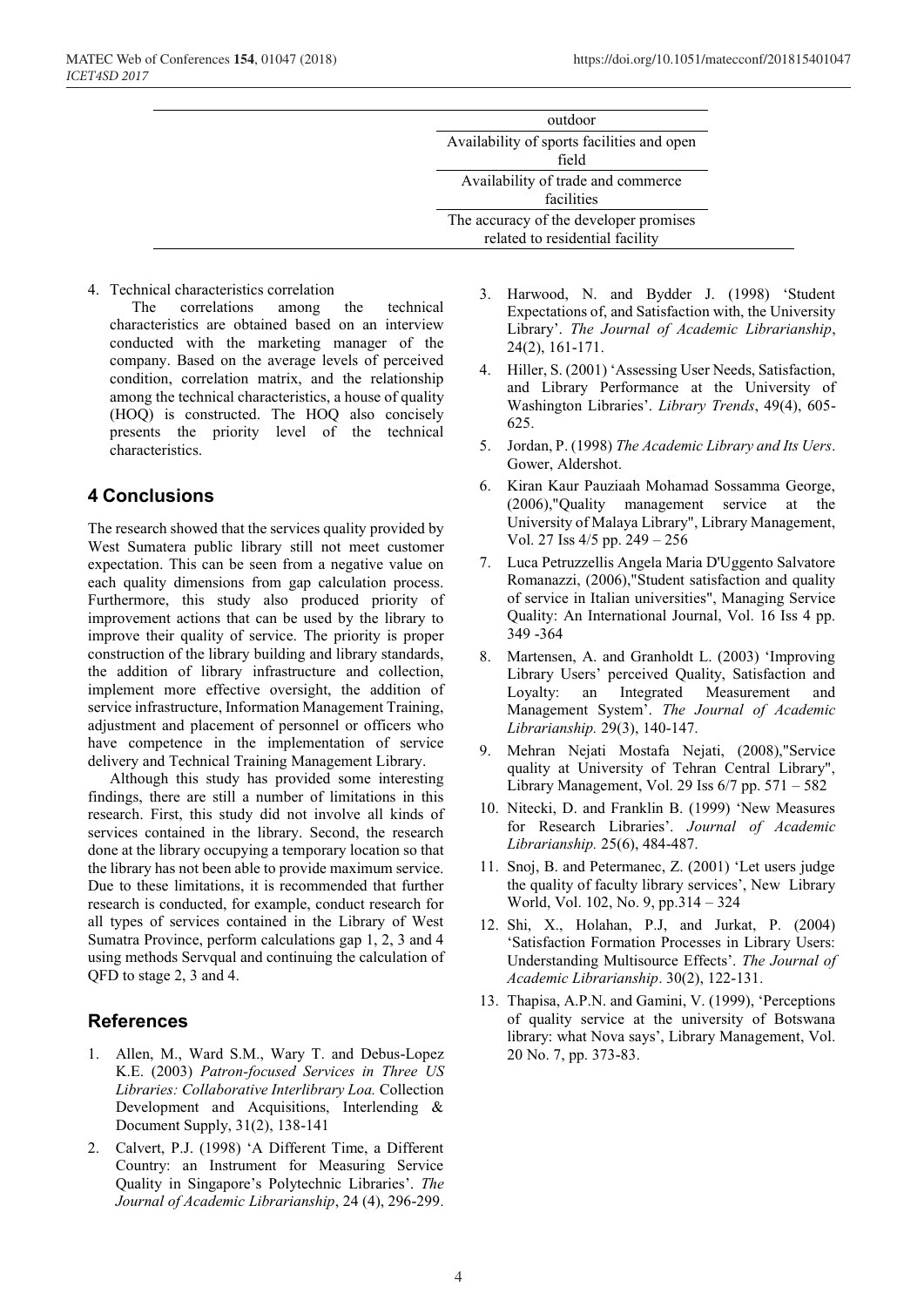| |
|---|
| outdoor |
| Availability of sports facilities and open field |
| Availability of trade and commerce facilities |
| The accuracy of the developer promises related to residential facility |

4. Technical characteristics correlation

   The correlations among the technical characteristics are obtained based on an interview conducted with the marketing manager of the company. Based on the average levels of perceived condition, correlation matrix, and the relationship among the technical characteristics, a house of quality (HOQ) is constructed. The HOQ also concisely presents the priority level of the technical characteristics.

## 4 Conclusions

The research showed that the services quality provided by West Sumatera public library still not meet customer expectation. This can be seen from a negative value on each quality dimensions from gap calculation process. Furthermore, this study also produced priority of improvement actions that can be used by the library to improve their quality of service. The priority is proper construction of the library building and library standards, the addition of library infrastructure and collection, implement more effective oversight, the addition of service infrastructure, Information Management Training, adjustment and placement of personnel or officers who have competence in the implementation of service delivery and Technical Training Management Library.

Although this study has provided some interesting findings, there are still a number of limitations in this research. First, this study did not involve all kinds of services contained in the library. Second, the research done at the library occupying a temporary location so that the library has not been able to provide maximum service. Due to these limitations, it is recommended that further research is conducted, for example, conduct research for all types of services contained in the Library of West Sumatra Province, perform calculations gap 1, 2, 3 and 4 using methods Servqual and continuing the calculation of QFD to stage 2, 3 and 4.

## References

1. Allen, M., Ward S.M., Wary T. and Debus-Lopez K.E. (2003) *Patron-focused Services in Three US Libraries: Collaborative Interlibrary Loa.* Collection Development and Acquisitions, Interlending & Document Supply, 31(2), 138-141
2. Calvert, P.J. (1998) 'A Different Time, a Different Country: an Instrument for Measuring Service Quality in Singapore's Polytechnic Libraries'. *The Journal of Academic Librarianship*, 24 (4), 296-299.
3. Harwood, N. and Bydder J. (1998) 'Student Expectations of, and Satisfaction with, the University Library'. *The Journal of Academic Librarianship*, 24(2), 161-171.
4. Hiller, S. (2001) 'Assessing User Needs, Satisfaction, and Library Performance at the University of Washington Libraries'. *Library Trends*, 49(4), 605-625.
5. Jordan, P. (1998) *The Academic Library and Its Uers*. Gower, Aldershot.
6. Kiran Kaur Pauziaah Mohamad Sossamma George, (2006),"Quality management service at the University of Malaya Library", Library Management, Vol. 27 Iss 4/5 pp. 249 – 256
7. Luca Petruzzellis Angela Maria D'Uggento Salvatore Romanazzi, (2006),"Student satisfaction and quality of service in Italian universities", Managing Service Quality: An International Journal, Vol. 16 Iss 4 pp. 349 -364
8. Martensen, A. and Granholdt L. (2003) 'Improving Library Users' perceived Quality, Satisfaction and Loyalty: an Integrated Measurement and Management System'. *The Journal of Academic Librarianship.* 29(3), 140-147.
9. Mehran Nejati Mostafa Nejati, (2008),"Service quality at University of Tehran Central Library", Library Management, Vol. 29 Iss 6/7 pp. 571 – 582
10. Nitecki, D. and Franklin B. (1999) 'New Measures for Research Libraries'. *Journal of Academic Librarianship.* 25(6), 484-487.
11. Snoj, B. and Petermanec, Z. (2001) 'Let users judge the quality of faculty library services', New Library World, Vol. 102, No. 9, pp.314 – 324
12. Shi, X., Holahan, P.J, and Jurkat, P. (2004) 'Satisfaction Formation Processes in Library Users: Understanding Multisource Effects'. *The Journal of Academic Librarianship*. 30(2), 122-131.
13. Thapisa, A.P.N. and Gamini, V. (1999), 'Perceptions of quality service at the university of Botswana library: what Nova says', Library Management, Vol. 20 No. 7, pp. 373-83.